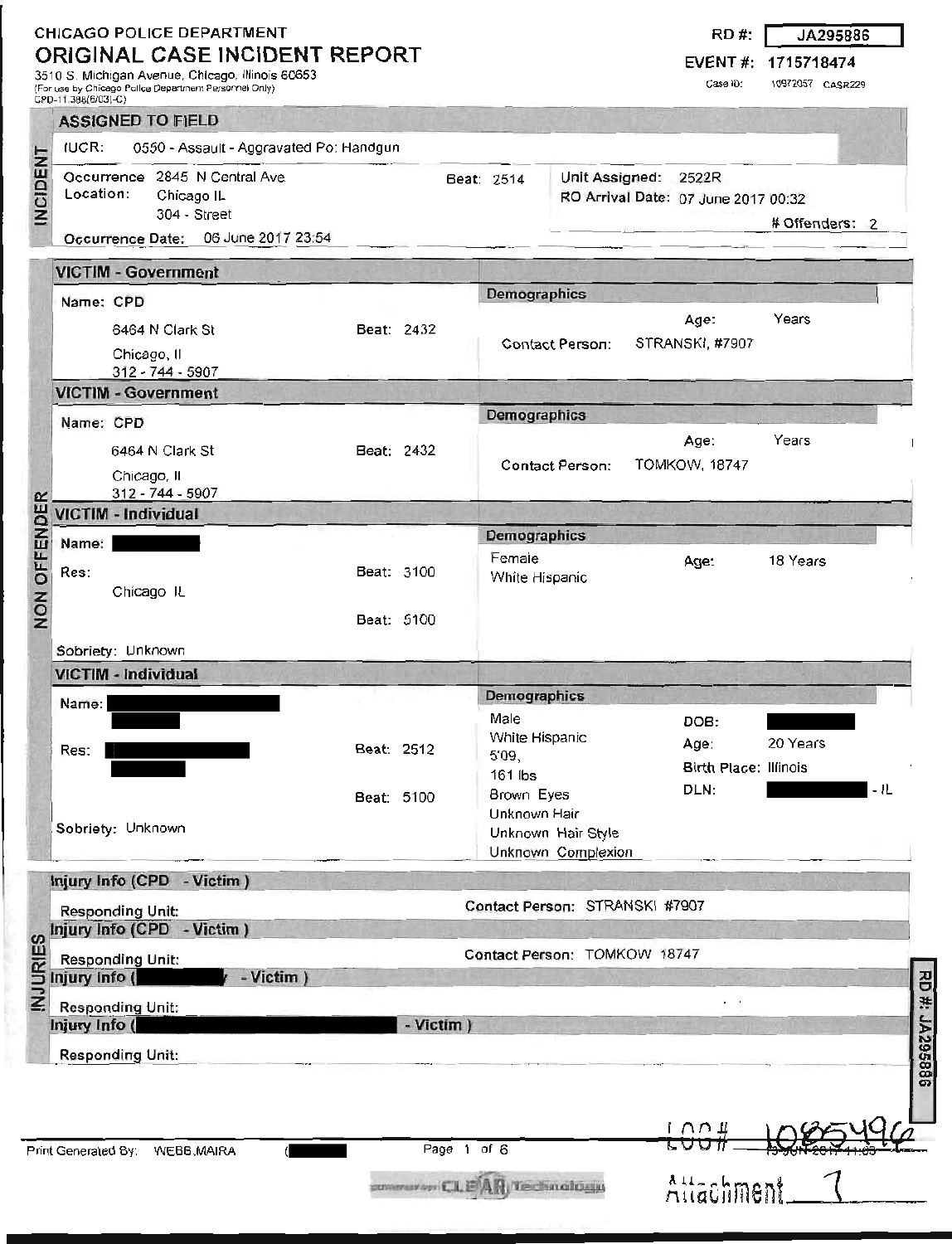CHICAGO POLICE DEPARTMENT

# ORIGINAL CASE INCIDENT REPORT

3510 S. Michigan Avenue, Chicago, Illinois 60653
(For use by Chicago Police Department Personnel Only)
CPD-11.388(6/03)-C)

**RD #:** JA295886
**EVENT #:** 1715718474
Case ID: 10972057 CASR229

## INCIDENT

### ASSIGNED TO FIELD

**IUCR:** 0550 - Assault - Aggravated Po: Handgun

**Occurrence Location:** 2845 N Central Ave, Chicago IL, 304 - Street
**Beat:** 2514
**Unit Assigned:** 2522R
**RO Arrival Date:** 07 June 2017 00:32
**# Offenders:** 2
**Occurrence Date:** 06 June 2017 23:54

## NON OFFENDER

### VICTIM - Government

**Name:** CPD
6464 N Clark St
Chicago, Il
312 - 744 - 5907
**Beat:** 2432

**Demographics**
Age: Years
Contact Person: STRANSKI, #7907

### VICTIM - Government

**Name:** CPD
6464 N Clark St
Chicago, Il
312 - 744 - 5907
**Beat:** 2432

**Demographics**
Age: Years
Contact Person: TOMKOW, 18747

### VICTIM - Individual

**Name:** [REDACTED]
**Res:** Chicago IL
**Beat:** 3100
**Beat:** 5100
**Sobriety:** Unknown

**Demographics**
Female
White Hispanic
Age: 18 Years

### VICTIM - Individual

**Name:** [REDACTED]
**Res:** [REDACTED]
**Beat:** 2512
**Beat:** 5100
**Sobriety:** Unknown

**Demographics**
Male
White Hispanic
5'09,
161 lbs
Brown Eyes
Unknown Hair
Unknown Hair Style
Unknown Complexion
DOB: [REDACTED]
Age: 20 Years
Birth Place: Illinois
DLN: [REDACTED] - IL

## INJURIES

### Injury Info (CPD - Victim )

Responding Unit:
Contact Person: STRANSKI #7907

### Injury Info (CPD - Victim )

Responding Unit:
Contact Person: TOMKOW 18747

### Injury Info ([REDACTED] - Victim )

Responding Unit:

### Injury Info ([REDACTED] - Victim )

Responding Unit:

Print Generated By: WEBB,MAIRA ([REDACTED])

LOG# 1085496

13-JUN-2017 11:03

Attachment 7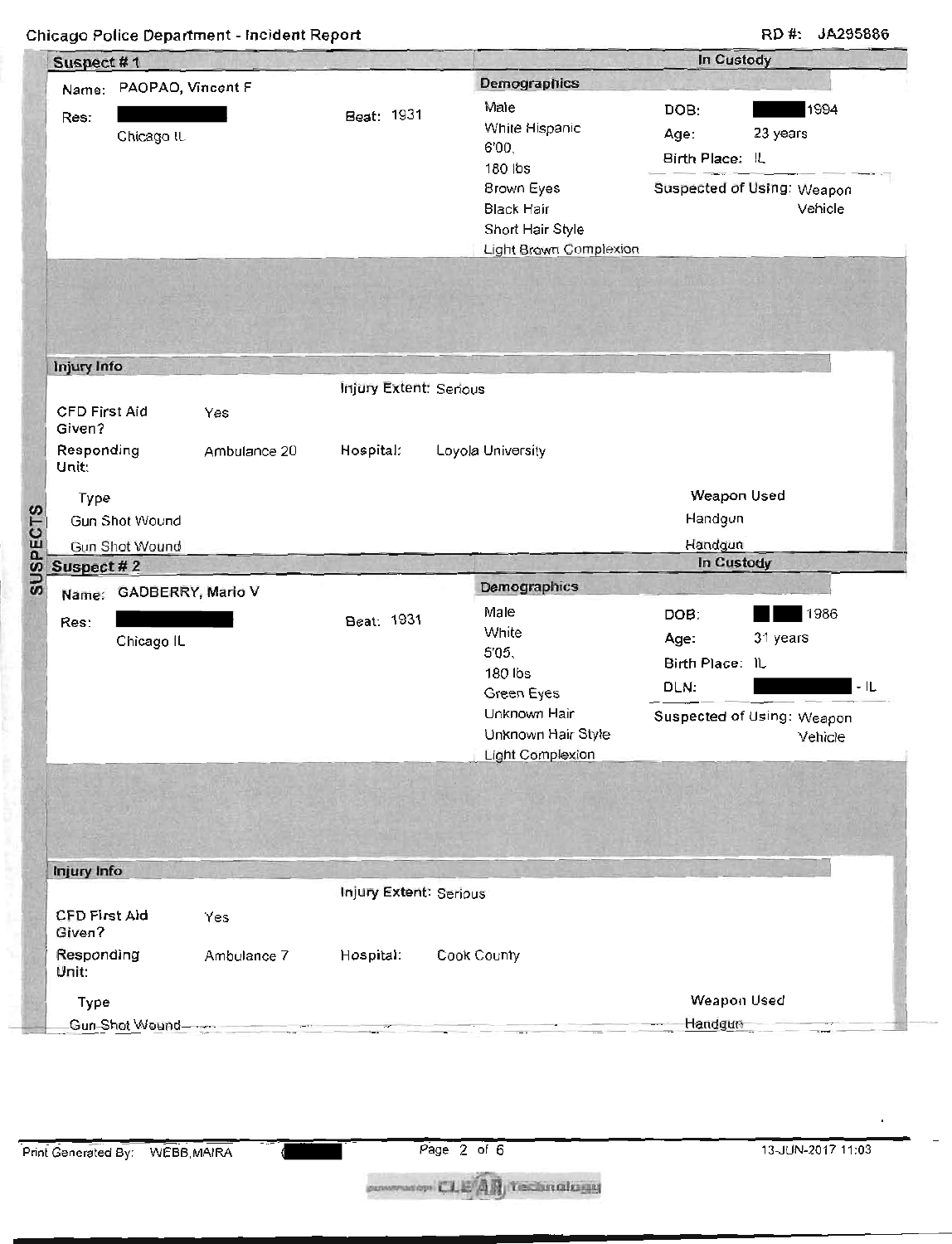Chicago Police Department - Incident Report

RD #: JA295886

## SUSPECTS

### Suspect # 1

**In Custody**

Name: PAOPAO, Vincent F

Res: [REDACTED]
Chicago IL

Beat: 1931

**Demographics**

Male
White Hispanic
6'00,
180 lbs
Brown Eyes
Black Hair
Short Hair Style
Light Brown Complexion

DOB: [REDACTED] 1994
Age: 23 years
Birth Place: IL

Suspected of Using: Weapon
Vehicle

**Injury Info**

Injury Extent: Serious

CFD First Aid Given? Yes

Responding Unit: Ambulance 20

Hospital: Loyola University

| Type | Weapon Used |
|---|---|
| Gun Shot Wound | Handgun |
| Gun Shot Wound | Handgun |

### Suspect # 2

**In Custody**

Name: GADBERRY, Mario V

Res: [REDACTED]
Chicago IL

Beat: 1931

**Demographics**

Male
White
5'05,
180 lbs
Green Eyes
Unknown Hair
Unknown Hair Style
Light Complexion

DOB: [REDACTED] 1986
Age: 31 years
Birth Place: IL
DLN: [REDACTED] - IL

Suspected of Using: Weapon
Vehicle

**Injury Info**

Injury Extent: Serious

CFD First Aid Given? Yes

Responding Unit: Ambulance 7

Hospital: Cook County

| Type | Weapon Used |
|---|---|
| Gun Shot Wound | Handgun |

Print Generated By: WEBB,MAIRA [REDACTED]

13-JUN-2017 11:03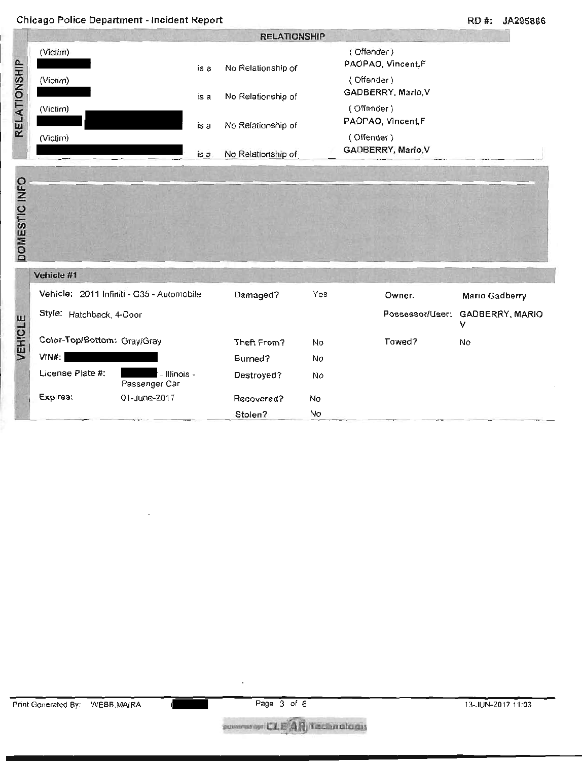Chicago Police Department - Incident Report

RD #: JA295886

## RELATIONSHIP

| (Victim) | | | (Offender) |
| --- | --- | --- | --- |
| [REDACTED] | is a | No Relationship of | PAOPAO, Vincent,F |
| [REDACTED] | is a | No Relationship of | GADBERRY, Mario,V |
| [REDACTED] | is a | No Relationship of | PAOPAO, Vincent,F |
| [REDACTED] | is a | No Relationship of | GADBERRY, Mario,V |

## DOMESTIC INFO

## VEHICLE

### Vehicle #1

| | | | | | |
| --- | --- | --- | --- | --- | --- |
| Vehicle: 2011 Infiniti - G35 - Automobile | | Damaged? | Yes | Owner: | Mario Gadberry |
| Style: Hatchback, 4-Door | | | | Possessor/User: | GADBERRY, MARIO V |
| Color-Top/Bottom: Gray/Gray | | Theft From? | No | Towed? | No |
| VIN#: [REDACTED] | | Burned? | No | | |
| License Plate #: | [REDACTED] - Illinois - Passenger Car | Destroyed? | No | | |
| Expires: | 01-June-2017 | Recovered? | No | | |
| | | Stolen? | No | | |

Print Generated By: WEBB,MAIRA [REDACTED]

13-JUN-2017 11:03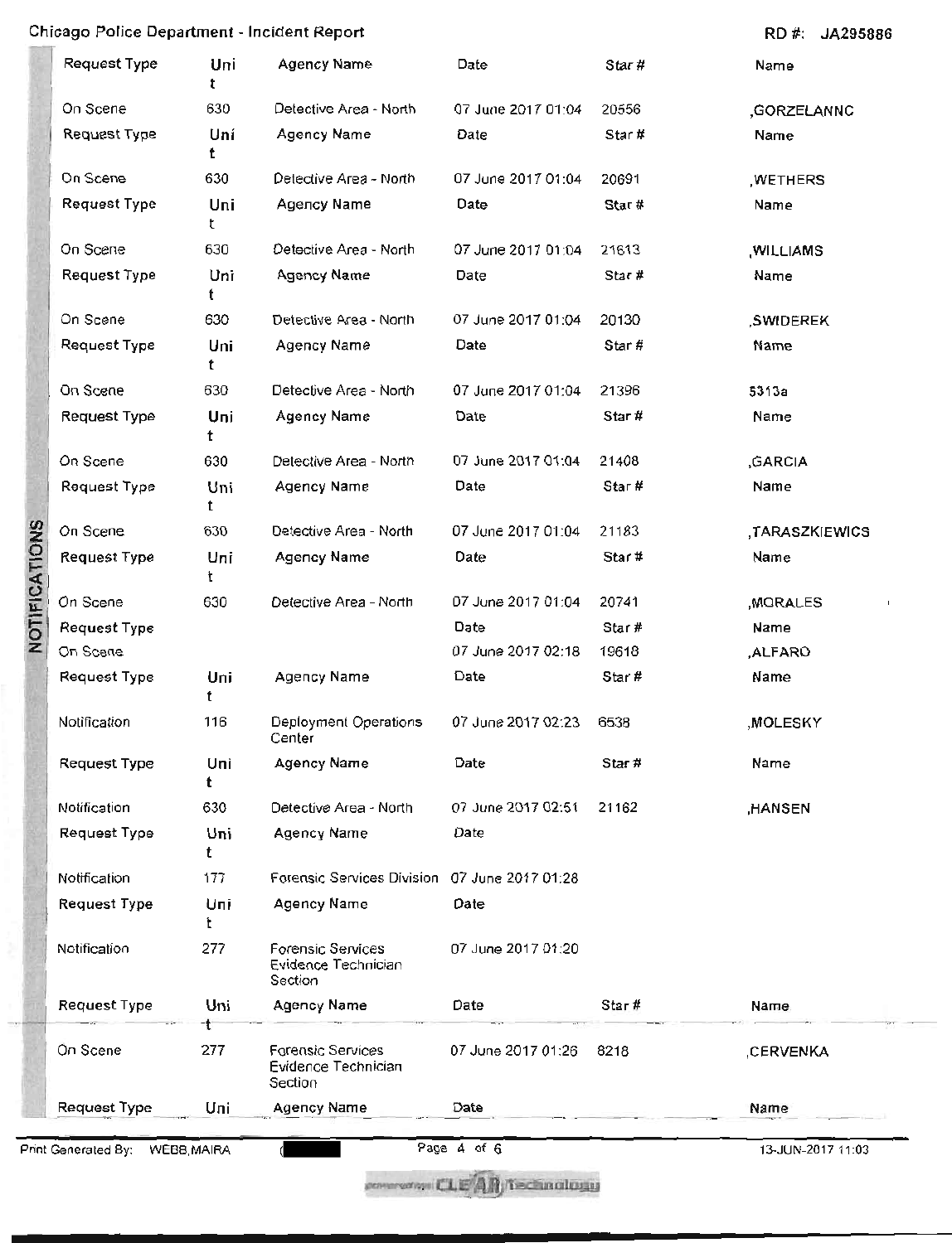## NOTIFICATIONS

| Request Type | Unit | Agency Name | Date | Star # | Name |
|---|---|---|---|---|---|
| On Scene | 630 | Detective Area - North | 07 June 2017 01:04 | 20556 | ,GORZELANNC |
| On Scene | 630 | Detective Area - North | 07 June 2017 01:04 | 20691 | ,WETHERS |
| On Scene | 630 | Detective Area - North | 07 June 2017 01:04 | 21613 | ,WILLIAMS |
| On Scene | 630 | Detective Area - North | 07 June 2017 01:04 | 20130 | ,SWIDEREK |
| On Scene | 630 | Detective Area - North | 07 June 2017 01:04 | 21396 | 5313a |
| On Scene | 630 | Detective Area - North | 07 June 2017 01:04 | 21408 | ,GARCIA |
| On Scene | 630 | Detective Area - North | 07 June 2017 01:04 | 21183 | ,TARASZKIEWICS |
| On Scene | 630 | Detective Area - North | 07 June 2017 01:04 | 20741 | ,MORALES |

| Request Type | Date | Star # | Name |
|---|---|---|---|
| On Scene | 07 June 2017 02:18 | 19618 | ,ALFARO |

| Request Type | Unit | Agency Name | Date | Star # | Name |
|---|---|---|---|---|---|
| Notification | 116 | Deployment Operations Center | 07 June 2017 02:23 | 6538 | ,MOLESKY |
| Notification | 630 | Detective Area - North | 07 June 2017 02:51 | 21162 | ,HANSEN |

| Request Type | Unit | Agency Name | Date |
|---|---|---|---|
| Notification | 177 | Forensic Services Division | 07 June 2017 01:28 |
| Notification | 277 | Forensic Services Evidence Technician Section | 07 June 2017 01:20 |

| Request Type | Unit | Agency Name | Date | Star # | Name |
|---|---|---|---|---|---|
| On Scene | 277 | Forensic Services Evidence Technician Section | 07 June 2017 01:26 | 8218 | ,CERVENKA |

| Request Type | Uni | Agency Name | Date | Name |
|---|---|---|---|---|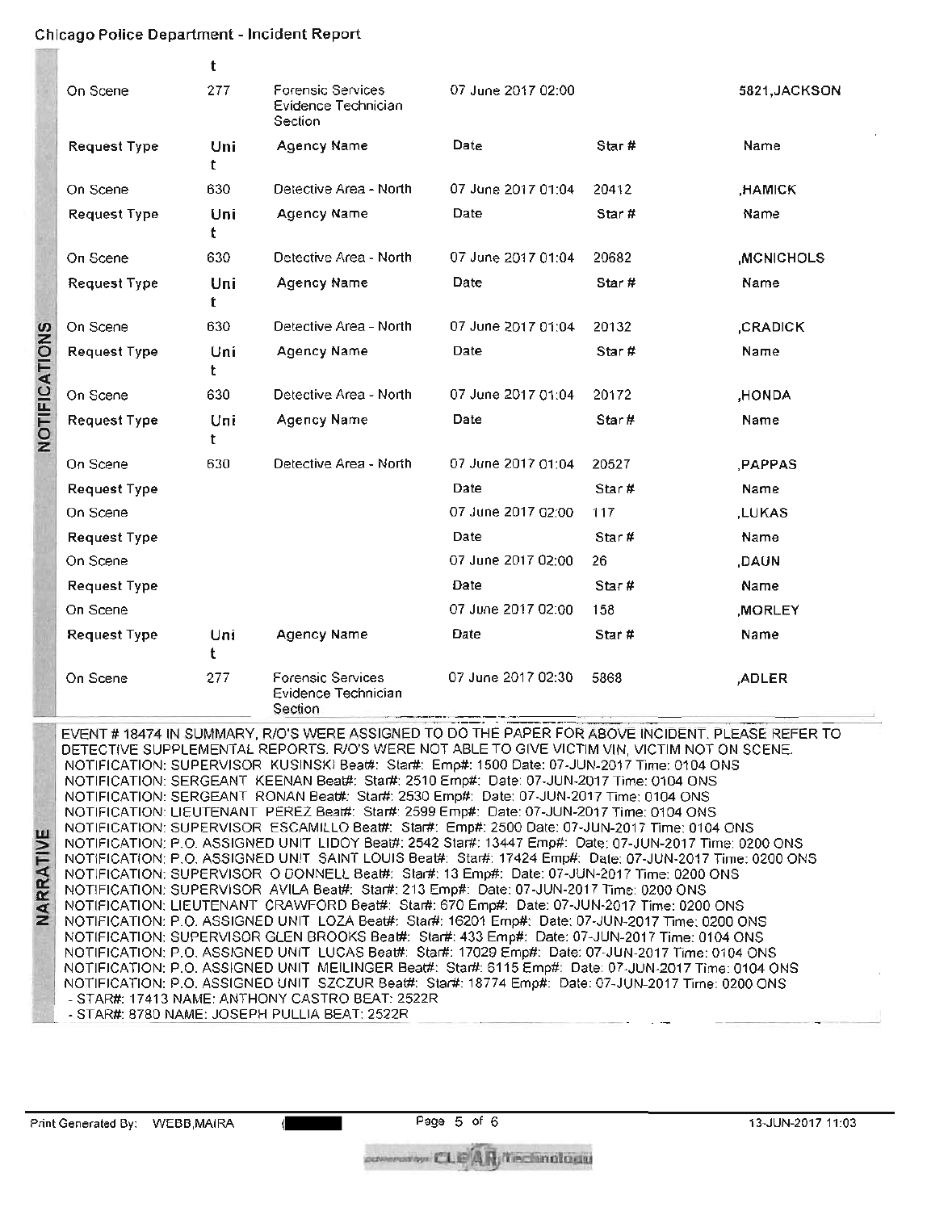Chicago Police Department - Incident Report

## NOTIFICATIONS

| Request Type | Unit | Agency Name | Date | Star # | Name |
| --- | --- | --- | --- | --- | --- |
| On Scene | 277 | Forensic Services Evidence Technician Section | 07 June 2017 02:00 | | 5821,JACKSON |
| On Scene | 630 | Detective Area - North | 07 June 2017 01:04 | 20412 | ,HAMICK |
| On Scene | 630 | Detective Area - North | 07 June 2017 01:04 | 20682 | ,MCNICHOLS |
| On Scene | 630 | Detective Area - North | 07 June 2017 01:04 | 20132 | ,CRADICK |
| On Scene | 630 | Detective Area - North | 07 June 2017 01:04 | 20172 | ,HONDA |
| On Scene | 630 | Detective Area - North | 07 June 2017 01:04 | 20527 | ,PAPPAS |
| On Scene | | | 07 June 2017 02:00 | 117 | ,LUKAS |
| On Scene | | | 07 June 2017 02:00 | 26 | ,DAUN |
| On Scene | | | 07 June 2017 02:00 | 158 | ,MORLEY |
| On Scene | 277 | Forensic Services Evidence Technician Section | 07 June 2017 02:30 | 5868 | ,ADLER |

## NARRATIVE

EVENT # 18474 IN SUMMARY, R/O'S WERE ASSIGNED TO DO THE PAPER FOR ABOVE INCIDENT. PLEASE REFER TO DETECTIVE SUPPLEMENTAL REPORTS. R/O'S WERE NOT ABLE TO GIVE VICTIM VIN, VICTIM NOT ON SCENE.
NOTIFICATION: SUPERVISOR KUSINSKI Beat#: Star#: Emp#: 1500 Date: 07-JUN-2017 Time: 0104 ONS
NOTIFICATION: SERGEANT KEENAN Beat#: Star#: 2510 Emp#: Date: 07-JUN-2017 Time: 0104 ONS
NOTIFICATION: SERGEANT RONAN Beat#: Star#: 2530 Emp#: Date: 07-JUN-2017 Time: 0104 ONS
NOTIFICATION: LIEUTENANT PEREZ Beat#: Star#: 2599 Emp#: Date: 07-JUN-2017 Time: 0104 ONS
NOTIFICATION: SUPERVISOR ESCAMILLO Beat#: Star#: Emp#: 2500 Date: 07-JUN-2017 Time: 0104 ONS
NOTIFICATION: P.O. ASSIGNED UNIT LIDOY Beat#: 2542 Star#: 13447 Emp#: Date: 07-JUN-2017 Time: 0200 ONS
NOTIFICATION: P.O. ASSIGNED UNIT SAINT LOUIS Beat#: Star#: 17424 Emp#: Date: 07-JUN-2017 Time: 0200 ONS
NOTIFICATION: SUPERVISOR O DONNELL Beat#: Star#: 13 Emp#: Date: 07-JUN-2017 Time: 0200 ONS
NOTIFICATION: SUPERVISOR AVILA Beat#: Star#: 213 Emp#: Date: 07-JUN-2017 Time: 0200 ONS
NOTIFICATION: LIEUTENANT CRAWFORD Beat#: Star#: 670 Emp#: Date: 07-JUN-2017 Time: 0200 ONS
NOTIFICATION: P.O. ASSIGNED UNIT LOZA Beat#: Star#: 16201 Emp#: Date: 07-JUN-2017 Time: 0200 ONS
NOTIFICATION: SUPERVISOR GLEN BROOKS Beat#: Star#: 433 Emp#: Date: 07-JUN-2017 Time: 0104 ONS
NOTIFICATION: P.O. ASSIGNED UNIT LUCAS Beat#: Star#: 17029 Emp#: Date: 07-JUN-2017 Time: 0104 ONS
NOTIFICATION: P.O. ASSIGNED UNIT MEILINGER Beat#: Star#: 6115 Emp#: Date: 07-JUN-2017 Time: 0104 ONS
NOTIFICATION: P.O. ASSIGNED UNIT SZCZUR Beat#: Star#: 18774 Emp#: Date: 07-JUN-2017 Time: 0200 ONS
- STAR#: 17413 NAME: ANTHONY CASTRO BEAT: 2522R
- STAR#: 8780 NAME: JOSEPH PULLIA BEAT: 2522R

Print Generated By: WEBB,MAIRA 13-JUN-2017 11:03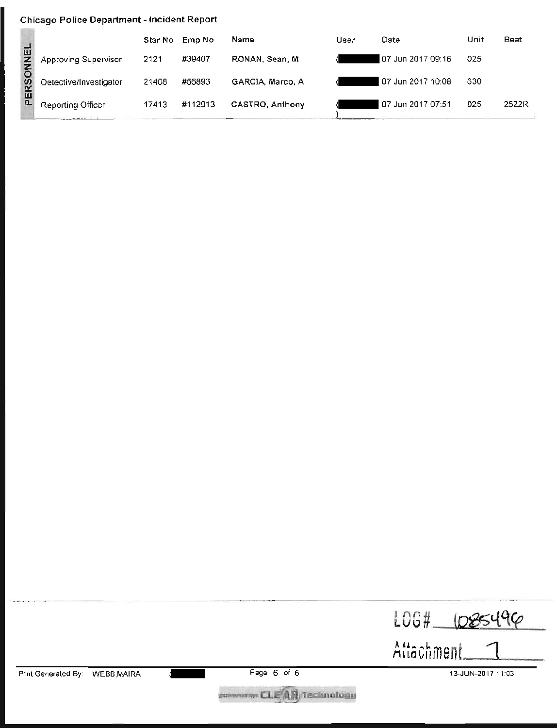Chicago Police Department - Incident Report

| PERSONNEL | Star No | Emp No | Name | User | Date | Unit | Beat |
|---|---|---|---|---|---|---|---|
| Approving Supervisor | 2121 | #39407 | RONAN, Sean, M | (█████ | 07 Jun 2017 09:16 | 025 | |
| Detective/Investigator | 21408 | #56893 | GARCIA, Marco, A | (█████ | 07 Jun 2017 10:08 | 630 | |
| Reporting Officer | 17413 | #112913 | CASTRO, Anthony | (█████) | 07 Jun 2017 07:51 | 025 | 2522R |

LOG# 1085496

Attachment 7

Print Generated By: WEBB,MAIRA (█████ 13-JUN-2017 11:03

powered by: CLEAR Technology